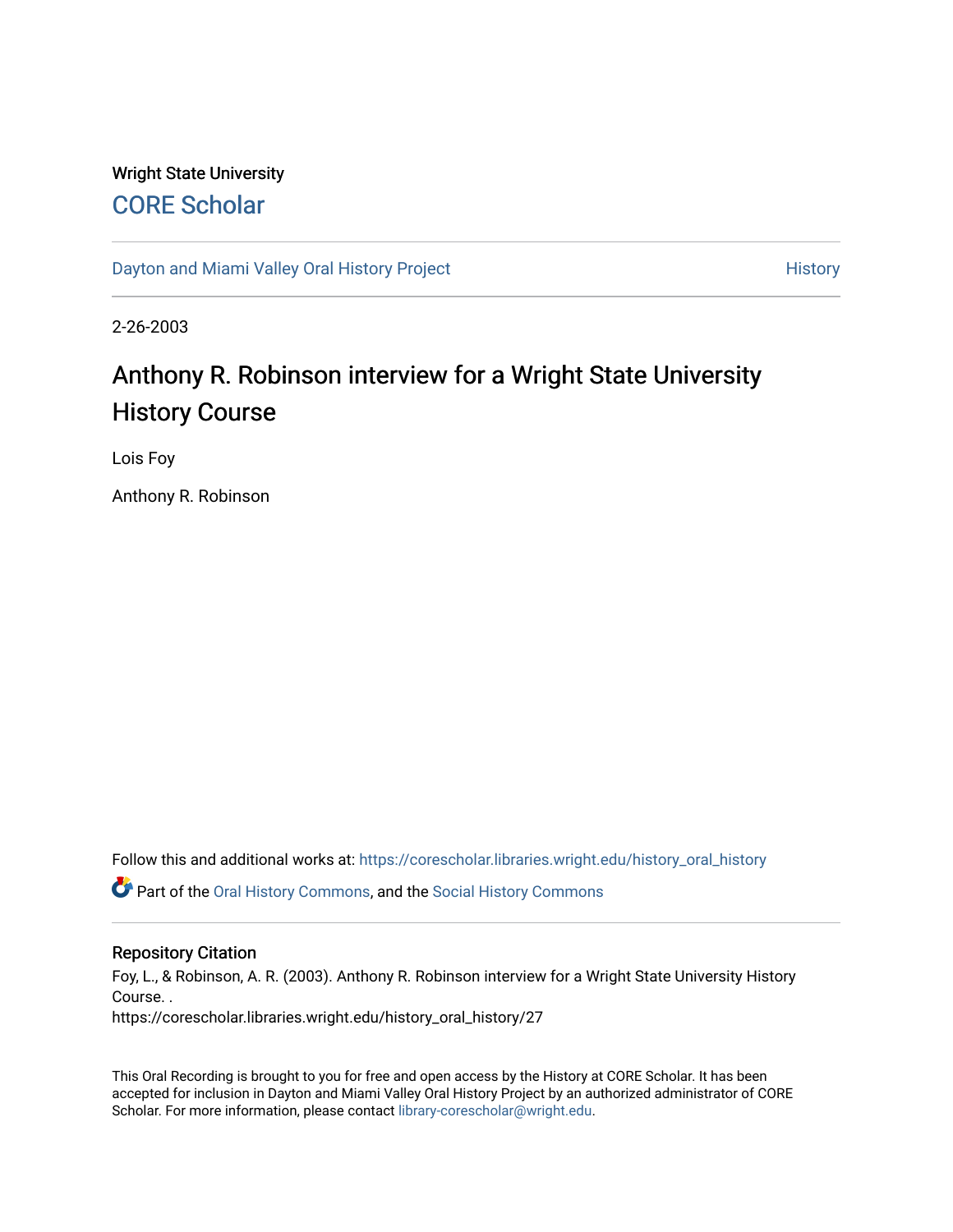Wright State University

CORE Scholar

Dayton and Miami Valley Oral History Project | History

2-26-2003

# Anthony R. Robinson interview for a Wright State University History Course

Lois Foy

Anthony R. Robinson

Follow this and additional works at: https://corescholar.libraries.wright.edu/history_oral_history

Part of the Oral History Commons, and the Social History Commons

## Repository Citation

Foy, L., & Robinson, A. R. (2003). Anthony R. Robinson interview for a Wright State University History Course. .
https://corescholar.libraries.wright.edu/history_oral_history/27

This Oral Recording is brought to you for free and open access by the History at CORE Scholar. It has been accepted for inclusion in Dayton and Miami Valley Oral History Project by an authorized administrator of CORE Scholar. For more information, please contact library-corescholar@wright.edu.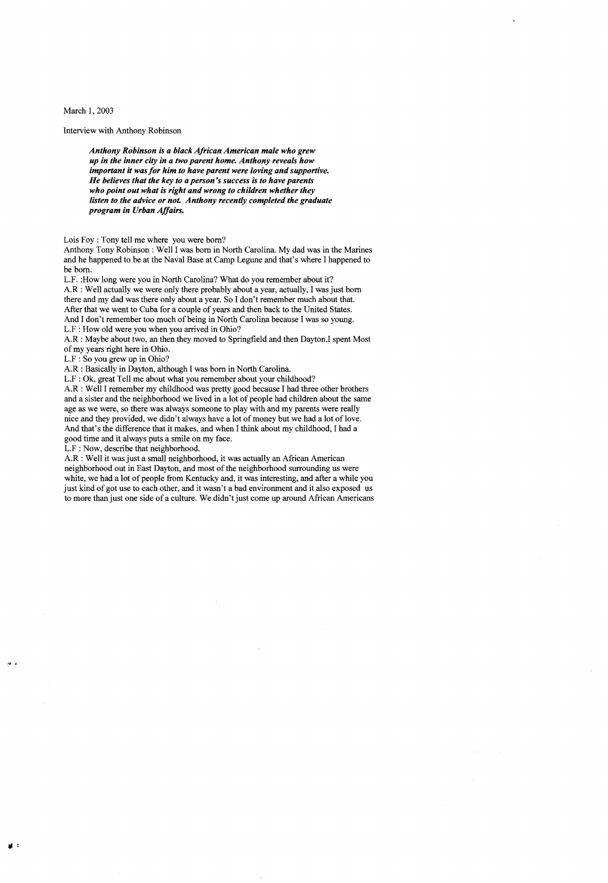March 1, 2003

Interview with Anthony Robinson

> ***Anthony Robinson is a black African American male who grew up in the inner city in a two parent home. Anthony reveals how important it was for him to have parent were loving and supportive. He believes that the key to a person's success is to have parents who point out what is right and wrong to children whether they listen to the advice or not. Anthony recently completed the graduate program in Urban Affairs.***

Lois Foy : Tony tell me where you were born?

Anthony Tony Robinson : Well I was born in North Carolina. My dad was in the Marines and he happened to be at the Naval Base at Camp Legune and that's where I happened to be born.

L.F. :How long were you in North Carolina? What do you remember about it?

A.R : Well actually we were only there probably about a year, actually, I was just born there and my dad was there only about a year. So I don't remember much about that. After that we went to Cuba for a couple of years and then back to the United States. And I don't remember too much of being in North Carolina because I was so young.

L.F : How old were you when you arrived in Ohio?

A.R : Maybe about two, an then they moved to Springfield and then Dayton.I spent Most of my years right here in Ohio.

L.F : So you grew up in Ohio?

A.R : Basically in Dayton, although I was born in North Carolina.

L.F : Ok, great Tell me about what you remember about your childhood?

A.R : Well I remember my childhood was pretty good because I had three other brothers and a sister and the neighborhood we lived in a lot of people had children about the same age as we were, so there was always someone to play with and my parents were really nice and they provided, we didn't always have a lot of money but we had a lot of love. And that's the difference that it makes, and when I think about my childhood, I had a good time and it always puts a smile on my face.

L.F : Now, describe that neighborhood.

A.R : Well it was just a small neighborhood, it was actually an African American neighborhood out in East Dayton, and most of the neighborhood surrounding us were white, we had a lot of people from Kentucky and, it was interesting, and after a while you just kind of got use to each other, and it wasn't a bad environment and it also exposed us to more than just one side of a culture. We didn't just come up around African Americans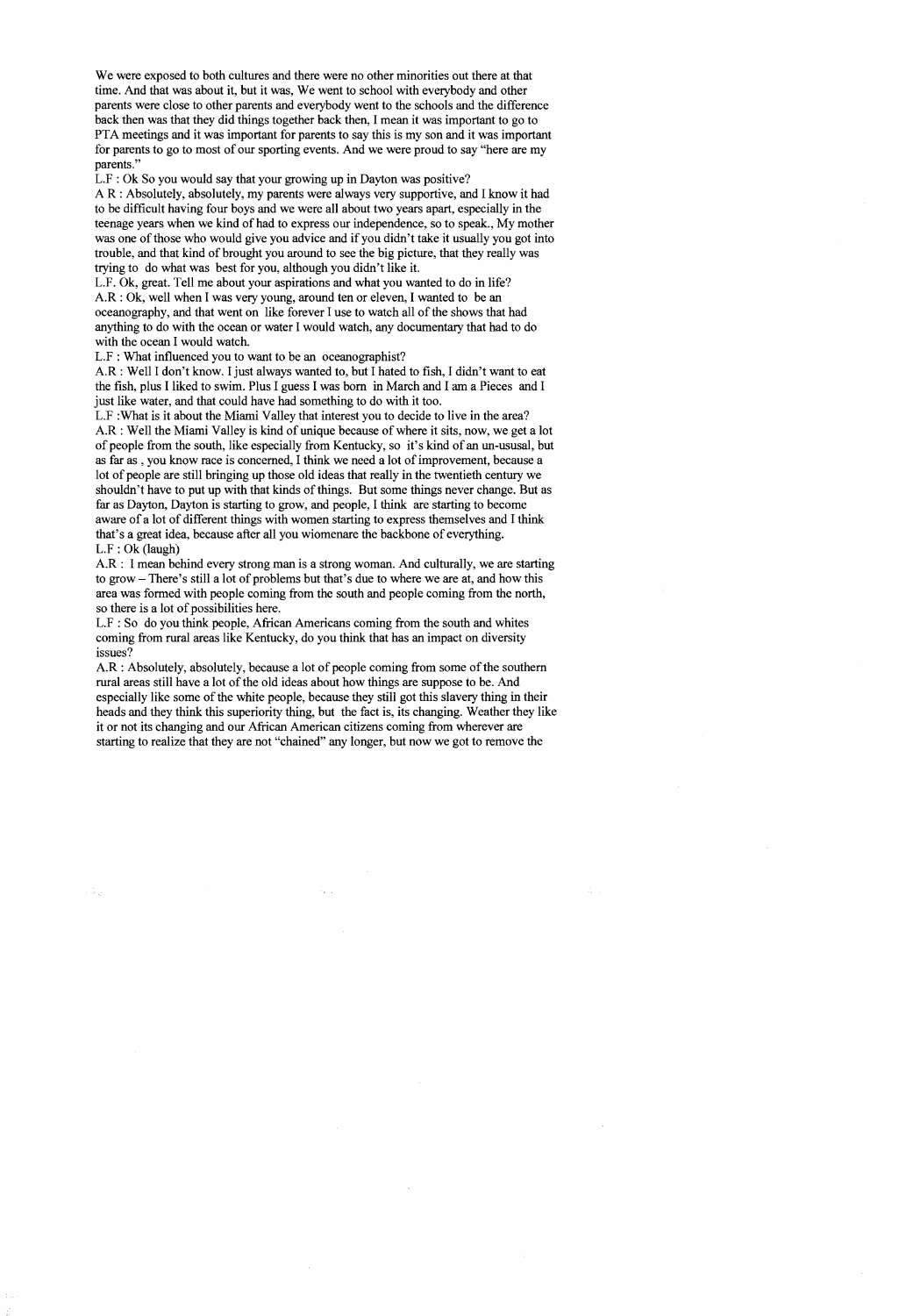We were exposed to both cultures and there were no other minorities out there at that time. And that was about it, but it was, We went to school with everybody and other parents were close to other parents and everybody went to the schools and the difference back then was that they did things together back then, I mean it was important to go to PTA meetings and it was important for parents to say this is my son and it was important for parents to go to most of our sporting events. And we were proud to say "here are my parents."

L.F : Ok So you would say that your growing up in Dayton was positive?

A R : Absolutely, absolutely, my parents were always very supportive, and I know it had to be difficult having four boys and we were all about two years apart, especially in the teenage years when we kind of had to express our independence, so to speak., My mother was one of those who would give you advice and if you didn't take it usually you got into trouble, and that kind of brought you around to see the big picture, that they really was trying to do what was best for you, although you didn't like it.

L.F. Ok, great. Tell me about your aspirations and what you wanted to do in life?

A.R : Ok, well when I was very young, around ten or eleven, I wanted to be an oceanography, and that went on like forever I use to watch all of the shows that had anything to do with the ocean or water I would watch, any documentary that had to do with the ocean I would watch.

L.F : What influenced you to want to be an oceanographist?

A.R : Well I don't know. I just always wanted to, but I hated to fish, I didn't want to eat the fish, plus I liked to swim. Plus I guess I was born in March and I am a Pieces and I just like water, and that could have had something to do with it too.

L.F :What is it about the Miami Valley that interest you to decide to live in the area?

A.R : Well the Miami Valley is kind of unique because of where it sits, now, we get a lot of people from the south, like especially from Kentucky, so it's kind of an un-ususal, but as far as , you know race is concerned, I think we need a lot of improvement, because a lot of people are still bringing up those old ideas that really in the twentieth century we shouldn't have to put up with that kinds of things. But some things never change. But as far as Dayton, Dayton is starting to grow, and people, I think are starting to become aware of a lot of different things with women starting to express themselves and I think that's a great idea, because after all you wiomenare the backbone of everything.

L.F : Ok (laugh)

A.R : I mean behind every strong man is a strong woman. And culturally, we are starting to grow – There's still a lot of problems but that's due to where we are at, and how this area was formed with people coming from the south and people coming from the north, so there is a lot of possibilities here.

L.F : So do you think people, African Americans coming from the south and whites coming from rural areas like Kentucky, do you think that has an impact on diversity issues?

A.R : Absolutely, absolutely, because a lot of people coming from some of the southern rural areas still have a lot of the old ideas about how things are suppose to be. And especially like some of the white people, because they still got this slavery thing in their heads and they think this superiority thing, but the fact is, its changing. Weather they like it or not its changing and our African American citizens coming from wherever are starting to realize that they are not "chained" any longer, but now we got to remove the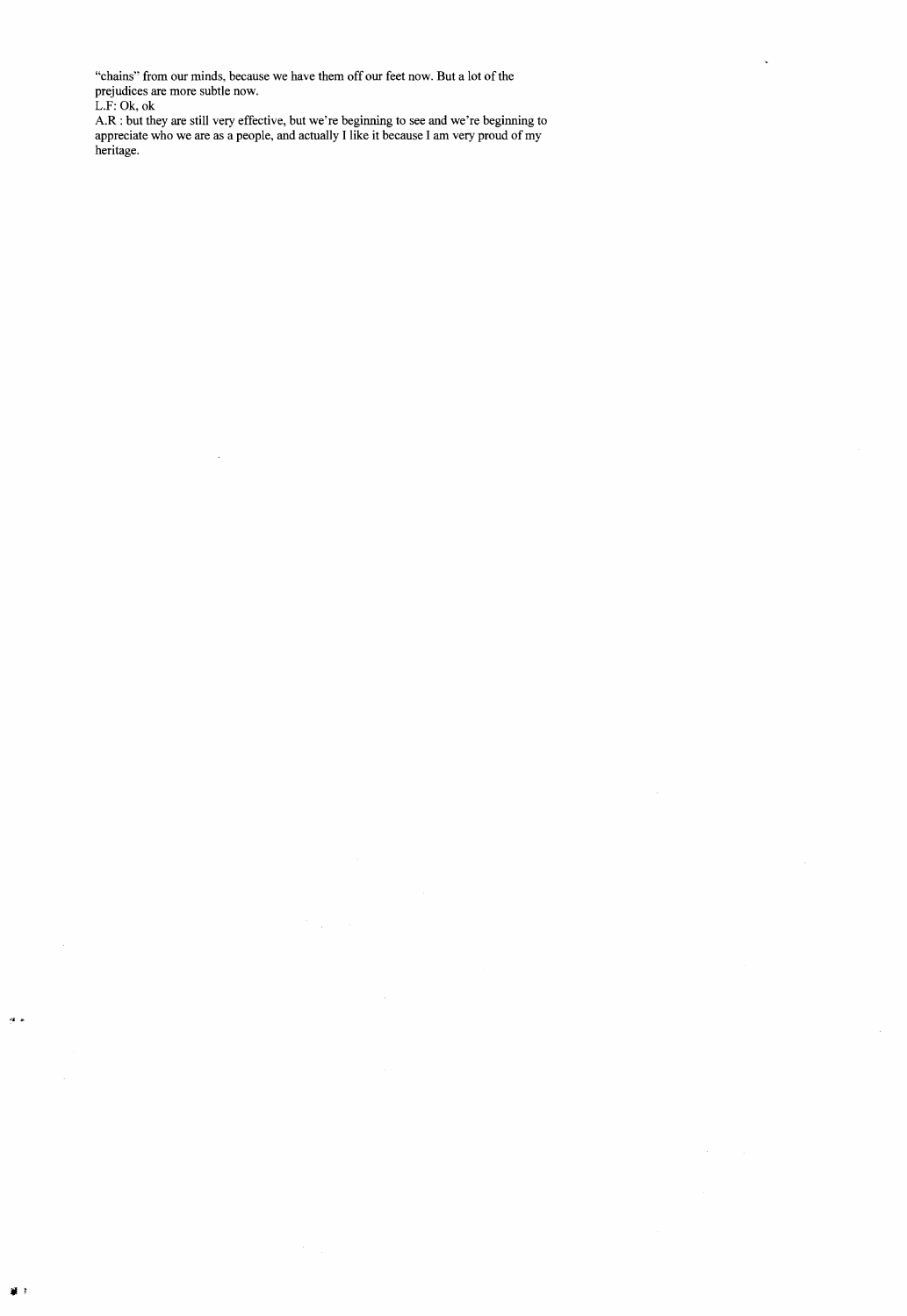"chains" from our minds, because we have them off our feet now. But a lot of the prejudices are more subtle now.

L.F: Ok, ok

A.R : but they are still very effective, but we're beginning to see and we're beginning to appreciate who we are as a people, and actually I like it because I am very proud of my heritage.